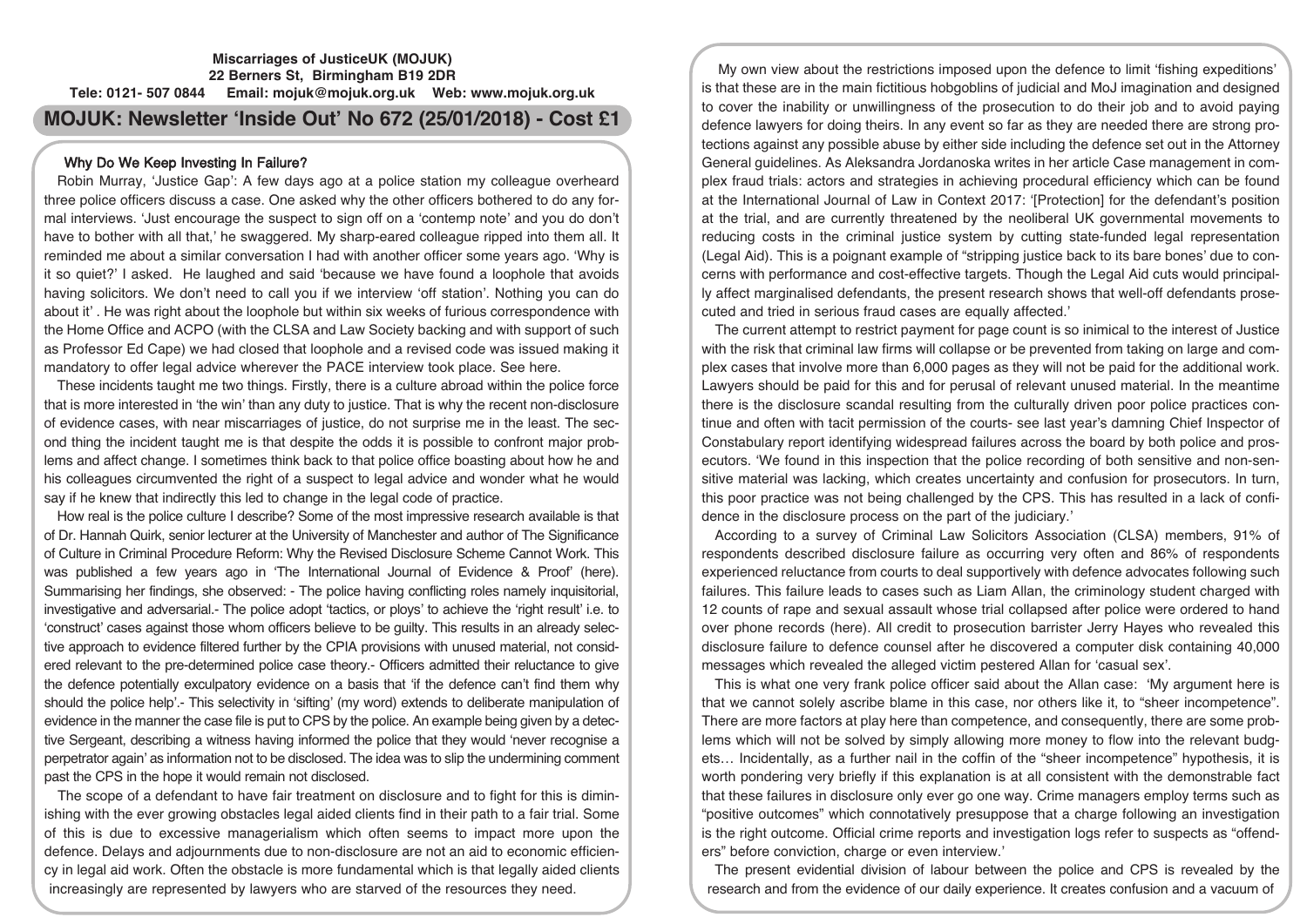**Miscarriages of JusticeUK (MOJUK)**
**22 Berners St, Birmingham B19 2DR**
**Tele: 0121- 507 0844 Email: mojuk@mojuk.org.uk Web: www.mojuk.org.uk**

# MOJUK: Newsletter 'Inside Out' No 672 (25/01/2018) - Cost £1

## Why Do We Keep Investing In Failure?

Robin Murray, 'Justice Gap': A few days ago at a police station my colleague overheard three police officers discuss a case. One asked why the other officers bothered to do any formal interviews. 'Just encourage the suspect to sign off on a 'contemp note' and you do don't have to bother with all that,' he swaggered. My sharp-eared colleague ripped into them all. It reminded me about a similar conversation I had with another officer some years ago. 'Why is it so quiet?' I asked. He laughed and said 'because we have found a loophole that avoids having solicitors. We don't need to call you if we interview 'off station'. Nothing you can do about it' . He was right about the loophole but within six weeks of furious correspondence with the Home Office and ACPO (with the CLSA and Law Society backing and with support of such as Professor Ed Cape) we had closed that loophole and a revised code was issued making it mandatory to offer legal advice wherever the PACE interview took place. See here.

These incidents taught me two things. Firstly, there is a culture abroad within the police force that is more interested in 'the win' than any duty to justice. That is why the recent non-disclosure of evidence cases, with near miscarriages of justice, do not surprise me in the least. The second thing the incident taught me is that despite the odds it is possible to confront major problems and affect change. I sometimes think back to that police office boasting about how he and his colleagues circumvented the right of a suspect to legal advice and wonder what he would say if he knew that indirectly this led to change in the legal code of practice.

How real is the police culture I describe? Some of the most impressive research available is that of Dr. Hannah Quirk, senior lecturer at the University of Manchester and author of The Significance of Culture in Criminal Procedure Reform: Why the Revised Disclosure Scheme Cannot Work. This was published a few years ago in 'The International Journal of Evidence & Proof' (here). Summarising her findings, she observed: - The police having conflicting roles namely inquisitorial, investigative and adversarial.- The police adopt 'tactics, or ploys' to achieve the 'right result' i.e. to 'construct' cases against those whom officers believe to be guilty. This results in an already selective approach to evidence filtered further by the CPIA provisions with unused material, not considered relevant to the pre-determined police case theory.- Officers admitted their reluctance to give the defence potentially exculpatory evidence on a basis that 'if the defence can't find them why should the police help'.- This selectivity in 'sifting' (my word) extends to deliberate manipulation of evidence in the manner the case file is put to CPS by the police. An example being given by a detective Sergeant, describing a witness having informed the police that they would 'never recognise a perpetrator again' as information not to be disclosed. The idea was to slip the undermining comment past the CPS in the hope it would remain not disclosed.

The scope of a defendant to have fair treatment on disclosure and to fight for this is diminishing with the ever growing obstacles legal aided clients find in their path to a fair trial. Some of this is due to excessive managerialism which often seems to impact more upon the defence. Delays and adjournments due to non-disclosure are not an aid to economic efficiency in legal aid work. Often the obstacle is more fundamental which is that legally aided clients increasingly are represented by lawyers who are starved of the resources they need.

My own view about the restrictions imposed upon the defence to limit 'fishing expeditions' is that these are in the main fictitious hobgoblins of judicial and MoJ imagination and designed to cover the inability or unwillingness of the prosecution to do their job and to avoid paying defence lawyers for doing theirs. In any event so far as they are needed there are strong protections against any possible abuse by either side including the defence set out in the Attorney General guidelines. As Aleksandra Jordanoska writes in her article Case management in complex fraud trials: actors and strategies in achieving procedural efficiency which can be found at the International Journal of Law in Context 2017: '[Protection] for the defendant's position at the trial, and are currently threatened by the neoliberal UK governmental movements to reducing costs in the criminal justice system by cutting state-funded legal representation (Legal Aid). This is a poignant example of "stripping justice back to its bare bones' due to concerns with performance and cost-effective targets. Though the Legal Aid cuts would principally affect marginalised defendants, the present research shows that well-off defendants prosecuted and tried in serious fraud cases are equally affected.'

The current attempt to restrict payment for page count is so inimical to the interest of Justice with the risk that criminal law firms will collapse or be prevented from taking on large and complex cases that involve more than 6,000 pages as they will not be paid for the additional work. Lawyers should be paid for this and for perusal of relevant unused material. In the meantime there is the disclosure scandal resulting from the culturally driven poor police practices continue and often with tacit permission of the courts- see last year's damning Chief Inspector of Constabulary report identifying widespread failures across the board by both police and prosecutors. 'We found in this inspection that the police recording of both sensitive and non-sensitive material was lacking, which creates uncertainty and confusion for prosecutors. In turn, this poor practice was not being challenged by the CPS. This has resulted in a lack of confidence in the disclosure process on the part of the judiciary.'

According to a survey of Criminal Law Solicitors Association (CLSA) members, 91% of respondents described disclosure failure as occurring very often and 86% of respondents experienced reluctance from courts to deal supportively with defence advocates following such failures. This failure leads to cases such as Liam Allan, the criminology student charged with 12 counts of rape and sexual assault whose trial collapsed after police were ordered to hand over phone records (here). All credit to prosecution barrister Jerry Hayes who revealed this disclosure failure to defence counsel after he discovered a computer disk containing 40,000 messages which revealed the alleged victim pestered Allan for 'casual sex'.

This is what one very frank police officer said about the Allan case: 'My argument here is that we cannot solely ascribe blame in this case, nor others like it, to "sheer incompetence". There are more factors at play here than competence, and consequently, there are some problems which will not be solved by simply allowing more money to flow into the relevant budgets… Incidentally, as a further nail in the coffin of the "sheer incompetence" hypothesis, it is worth pondering very briefly if this explanation is at all consistent with the demonstrable fact that these failures in disclosure only ever go one way. Crime managers employ terms such as "positive outcomes" which connotatively presuppose that a charge following an investigation is the right outcome. Official crime reports and investigation logs refer to suspects as "offenders" before conviction, charge or even interview.'

The present evidential division of labour between the police and CPS is revealed by the research and from the evidence of our daily experience. It creates confusion and a vacuum of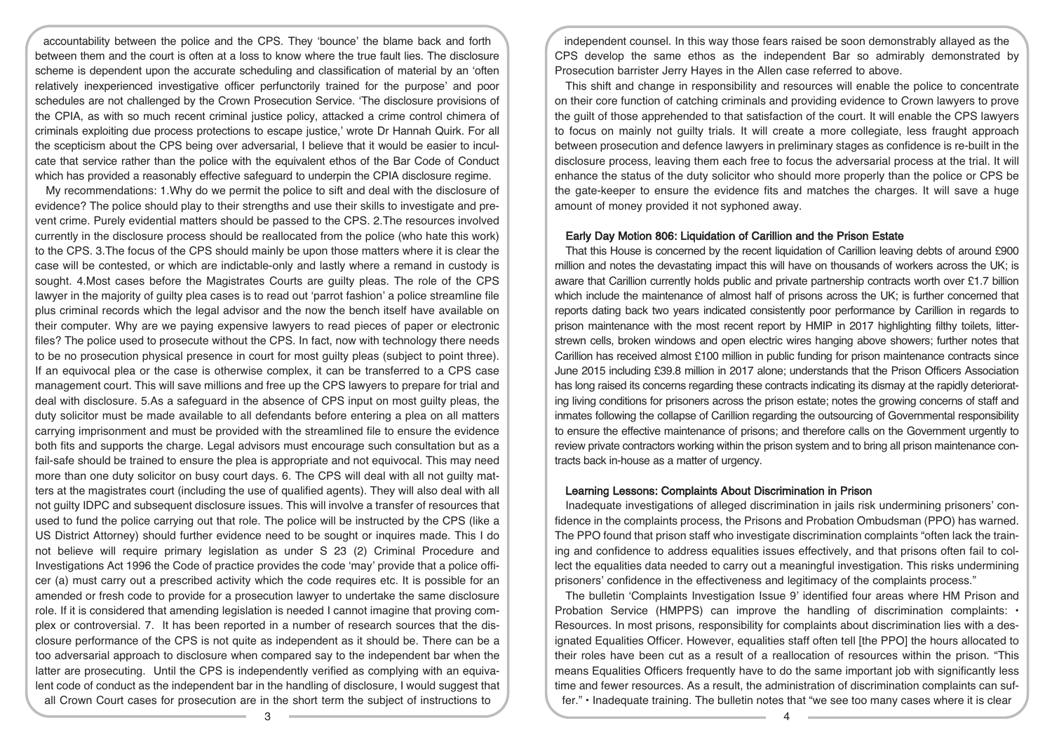accountability between the police and the CPS. They 'bounce' the blame back and forth between them and the court is often at a loss to know where the true fault lies. The disclosure scheme is dependent upon the accurate scheduling and classification of material by an 'often relatively inexperienced investigative officer perfunctorily trained for the purpose' and poor schedules are not challenged by the Crown Prosecution Service. 'The disclosure provisions of the CPIA, as with so much recent criminal justice policy, attacked a crime control chimera of criminals exploiting due process protections to escape justice,' wrote Dr Hannah Quirk. For all the scepticism about the CPS being over adversarial, I believe that it would be easier to inculcate that service rather than the police with the equivalent ethos of the Bar Code of Conduct which has provided a reasonably effective safeguard to underpin the CPIA disclosure regime.

My recommendations: 1.Why do we permit the police to sift and deal with the disclosure of evidence? The police should play to their strengths and use their skills to investigate and prevent crime. Purely evidential matters should be passed to the CPS. 2.The resources involved currently in the disclosure process should be reallocated from the police (who hate this work) to the CPS. 3.The focus of the CPS should mainly be upon those matters where it is clear the case will be contested, or which are indictable-only and lastly where a remand in custody is sought. 4.Most cases before the Magistrates Courts are guilty pleas. The role of the CPS lawyer in the majority of guilty plea cases is to read out 'parrot fashion' a police streamline file plus criminal records which the legal advisor and the now the bench itself have available on their computer. Why are we paying expensive lawyers to read pieces of paper or electronic files? The police used to prosecute without the CPS. In fact, now with technology there needs to be no prosecution physical presence in court for most guilty pleas (subject to point three). If an equivocal plea or the case is otherwise complex, it can be transferred to a CPS case management court. This will save millions and free up the CPS lawyers to prepare for trial and deal with disclosure. 5.As a safeguard in the absence of CPS input on most guilty pleas, the duty solicitor must be made available to all defendants before entering a plea on all matters carrying imprisonment and must be provided with the streamlined file to ensure the evidence both fits and supports the charge. Legal advisors must encourage such consultation but as a fail-safe should be trained to ensure the plea is appropriate and not equivocal. This may need more than one duty solicitor on busy court days. 6. The CPS will deal with all not guilty matters at the magistrates court (including the use of qualified agents). They will also deal with all not guilty IDPC and subsequent disclosure issues. This will involve a transfer of resources that used to fund the police carrying out that role. The police will be instructed by the CPS (like a US District Attorney) should further evidence need to be sought or inquires made. This I do not believe will require primary legislation as under S 23 (2) Criminal Procedure and Investigations Act 1996 the Code of practice provides the code 'may' provide that a police officer (a) must carry out a prescribed activity which the code requires etc. It is possible for an amended or fresh code to provide for a prosecution lawyer to undertake the same disclosure role. If it is considered that amending legislation is needed I cannot imagine that proving complex or controversial. 7. It has been reported in a number of research sources that the disclosure performance of the CPS is not quite as independent as it should be. There can be a too adversarial approach to disclosure when compared say to the independent bar when the latter are prosecuting. Until the CPS is independently verified as complying with an equivalent code of conduct as the independent bar in the handling of disclosure, I would suggest that all Crown Court cases for prosecution are in the short term the subject of instructions to independent counsel. In this way those fears raised be soon demonstrably allayed as the CPS develop the same ethos as the independent Bar so admirably demonstrated by Prosecution barrister Jerry Hayes in the Allen case referred to above.

This shift and change in responsibility and resources will enable the police to concentrate on their core function of catching criminals and providing evidence to Crown lawyers to prove the guilt of those apprehended to that satisfaction of the court. It will enable the CPS lawyers to focus on mainly not guilty trials. It will create a more collegiate, less fraught approach between prosecution and defence lawyers in preliminary stages as confidence is re-built in the disclosure process, leaving them each free to focus the adversarial process at the trial. It will enhance the status of the duty solicitor who should more properly than the police or CPS be the gate-keeper to ensure the evidence fits and matches the charges. It will save a huge amount of money provided it not syphoned away.

### Early Day Motion 806: Liquidation of Carillion and the Prison Estate

That this House is concerned by the recent liquidation of Carillion leaving debts of around £900 million and notes the devastating impact this will have on thousands of workers across the UK; is aware that Carillion currently holds public and private partnership contracts worth over £1.7 billion which include the maintenance of almost half of prisons across the UK; is further concerned that reports dating back two years indicated consistently poor performance by Carillion in regards to prison maintenance with the most recent report by HMIP in 2017 highlighting filthy toilets, litter-strewn cells, broken windows and open electric wires hanging above showers; further notes that Carillion has received almost £100 million in public funding for prison maintenance contracts since June 2015 including £39.8 million in 2017 alone; understands that the Prison Officers Association has long raised its concerns regarding these contracts indicating its dismay at the rapidly deteriorating living conditions for prisoners across the prison estate; notes the growing concerns of staff and inmates following the collapse of Carillion regarding the outsourcing of Governmental responsibility to ensure the effective maintenance of prisons; and therefore calls on the Government urgently to review private contractors working within the prison system and to bring all prison maintenance contracts back in-house as a matter of urgency.

### Learning Lessons: Complaints About Discrimination in Prison

Inadequate investigations of alleged discrimination in jails risk undermining prisoners' confidence in the complaints process, the Prisons and Probation Ombudsman (PPO) has warned. The PPO found that prison staff who investigate discrimination complaints "often lack the training and confidence to address equalities issues effectively, and that prisons often fail to collect the equalities data needed to carry out a meaningful investigation. This risks undermining prisoners' confidence in the effectiveness and legitimacy of the complaints process."

The bulletin 'Complaints Investigation Issue 9' identified four areas where HM Prison and Probation Service (HMPPS) can improve the handling of discrimination complaints: • Resources. In most prisons, responsibility for complaints about discrimination lies with a designated Equalities Officer. However, equalities staff often tell [the PPO] the hours allocated to their roles have been cut as a result of a reallocation of resources within the prison. "This means Equalities Officers frequently have to do the same important job with significantly less time and fewer resources. As a result, the administration of discrimination complaints can suffer." • Inadequate training. The bulletin notes that "we see too many cases where it is clear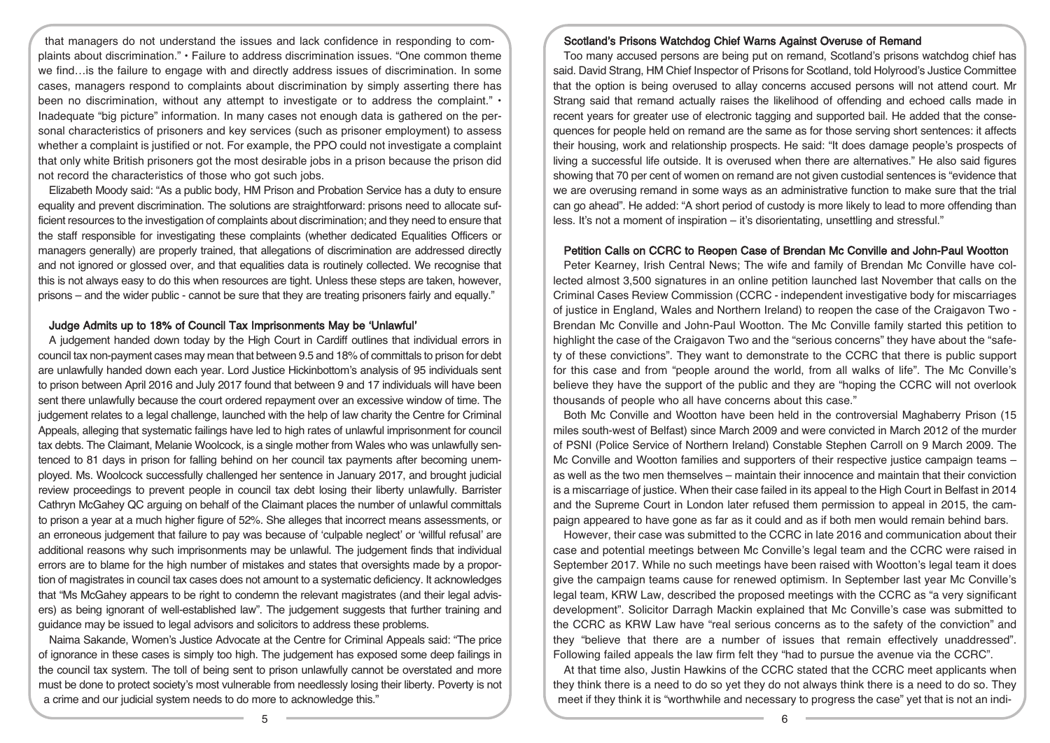that managers do not understand the issues and lack confidence in responding to complaints about discrimination." • Failure to address discrimination issues. "One common theme we find…is the failure to engage with and directly address issues of discrimination. In some cases, managers respond to complaints about discrimination by simply asserting there has been no discrimination, without any attempt to investigate or to address the complaint." • Inadequate "big picture" information. In many cases not enough data is gathered on the personal characteristics of prisoners and key services (such as prisoner employment) to assess whether a complaint is justified or not. For example, the PPO could not investigate a complaint that only white British prisoners got the most desirable jobs in a prison because the prison did not record the characteristics of those who got such jobs.

Elizabeth Moody said: "As a public body, HM Prison and Probation Service has a duty to ensure equality and prevent discrimination. The solutions are straightforward: prisons need to allocate sufficient resources to the investigation of complaints about discrimination; and they need to ensure that the staff responsible for investigating these complaints (whether dedicated Equalities Officers or managers generally) are properly trained, that allegations of discrimination are addressed directly and not ignored or glossed over, and that equalities data is routinely collected. We recognise that this is not always easy to do this when resources are tight. Unless these steps are taken, however, prisons – and the wider public - cannot be sure that they are treating prisoners fairly and equally."

### Judge Admits up to 18% of Council Tax Imprisonments May be 'Unlawful'

A judgement handed down today by the High Court in Cardiff outlines that individual errors in council tax non-payment cases may mean that between 9.5 and 18% of committals to prison for debt are unlawfully handed down each year. Lord Justice Hickinbottom's analysis of 95 individuals sent to prison between April 2016 and July 2017 found that between 9 and 17 individuals will have been sent there unlawfully because the court ordered repayment over an excessive window of time. The judgement relates to a legal challenge, launched with the help of law charity the Centre for Criminal Appeals, alleging that systematic failings have led to high rates of unlawful imprisonment for council tax debts. The Claimant, Melanie Woolcock, is a single mother from Wales who was unlawfully sentenced to 81 days in prison for falling behind on her council tax payments after becoming unemployed. Ms. Woolcock successfully challenged her sentence in January 2017, and brought judicial review proceedings to prevent people in council tax debt losing their liberty unlawfully. Barrister Cathryn McGahey QC arguing on behalf of the Claimant places the number of unlawful committals to prison a year at a much higher figure of 52%. She alleges that incorrect means assessments, or an erroneous judgement that failure to pay was because of 'culpable neglect' or 'willful refusal' are additional reasons why such imprisonments may be unlawful. The judgement finds that individual errors are to blame for the high number of mistakes and states that oversights made by a proportion of magistrates in council tax cases does not amount to a systematic deficiency. It acknowledges that "Ms McGahey appears to be right to condemn the relevant magistrates (and their legal advisers) as being ignorant of well-established law". The judgement suggests that further training and guidance may be issued to legal advisors and solicitors to address these problems.

Naima Sakande, Women's Justice Advocate at the Centre for Criminal Appeals said: "The price of ignorance in these cases is simply too high. The judgement has exposed some deep failings in the council tax system. The toll of being sent to prison unlawfully cannot be overstated and more must be done to protect society's most vulnerable from needlessly losing their liberty. Poverty is not a crime and our judicial system needs to do more to acknowledge this."

### Scotland's Prisons Watchdog Chief Warns Against Overuse of Remand

Too many accused persons are being put on remand, Scotland's prisons watchdog chief has said. David Strang, HM Chief Inspector of Prisons for Scotland, told Holyrood's Justice Committee that the option is being overused to allay concerns accused persons will not attend court. Mr Strang said that remand actually raises the likelihood of offending and echoed calls made in recent years for greater use of electronic tagging and supported bail. He added that the consequences for people held on remand are the same as for those serving short sentences: it affects their housing, work and relationship prospects. He said: "It does damage people's prospects of living a successful life outside. It is overused when there are alternatives." He also said figures showing that 70 per cent of women on remand are not given custodial sentences is "evidence that we are overusing remand in some ways as an administrative function to make sure that the trial can go ahead". He added: "A short period of custody is more likely to lead to more offending than less. It's not a moment of inspiration – it's disorientating, unsettling and stressful."

### Petition Calls on CCRC to Reopen Case of Brendan Mc Conville and John-Paul Wootton

Peter Kearney, Irish Central News; The wife and family of Brendan Mc Conville have collected almost 3,500 signatures in an online petition launched last November that calls on the Criminal Cases Review Commission (CCRC - independent investigative body for miscarriages of justice in England, Wales and Northern Ireland) to reopen the case of the Craigavon Two - Brendan Mc Conville and John-Paul Wootton. The Mc Conville family started this petition to highlight the case of the Craigavon Two and the "serious concerns" they have about the "safety of these convictions". They want to demonstrate to the CCRC that there is public support for this case and from "people around the world, from all walks of life". The Mc Conville's believe they have the support of the public and they are "hoping the CCRC will not overlook thousands of people who all have concerns about this case."

Both Mc Conville and Wootton have been held in the controversial Maghaberry Prison (15 miles south-west of Belfast) since March 2009 and were convicted in March 2012 of the murder of PSNI (Police Service of Northern Ireland) Constable Stephen Carroll on 9 March 2009. The Mc Conville and Wootton families and supporters of their respective justice campaign teams – as well as the two men themselves – maintain their innocence and maintain that their conviction is a miscarriage of justice. When their case failed in its appeal to the High Court in Belfast in 2014 and the Supreme Court in London later refused them permission to appeal in 2015, the campaign appeared to have gone as far as it could and as if both men would remain behind bars.

However, their case was submitted to the CCRC in late 2016 and communication about their case and potential meetings between Mc Conville's legal team and the CCRC were raised in September 2017. While no such meetings have been raised with Wootton's legal team it does give the campaign teams cause for renewed optimism. In September last year Mc Conville's legal team, KRW Law, described the proposed meetings with the CCRC as "a very significant development". Solicitor Darragh Mackin explained that Mc Conville's case was submitted to the CCRC as KRW Law have "real serious concerns as to the safety of the conviction" and they "believe that there are a number of issues that remain effectively unaddressed". Following failed appeals the law firm felt they "had to pursue the avenue via the CCRC".

At that time also, Justin Hawkins of the CCRC stated that the CCRC meet applicants when they think there is a need to do so yet they do not always think there is a need to do so. They meet if they think it is "worthwhile and necessary to progress the case" yet that is not an indi-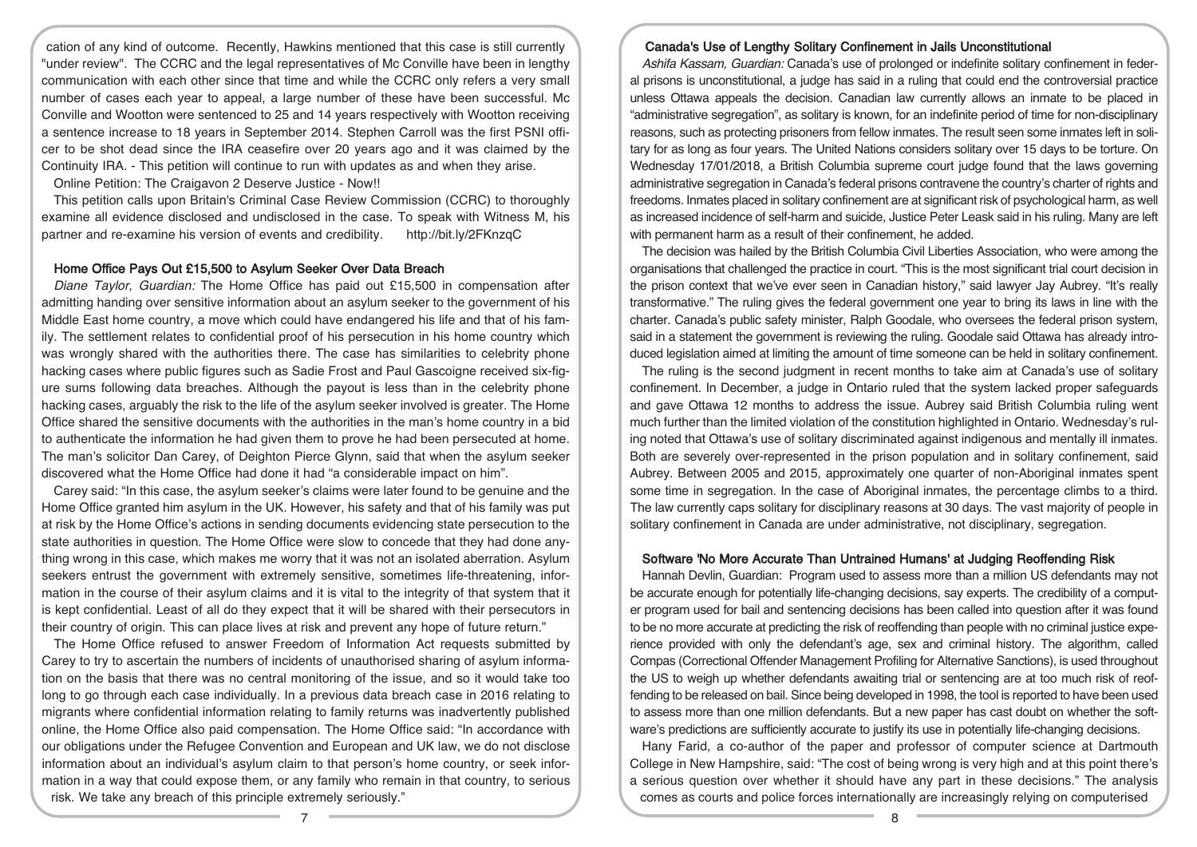cation of any kind of outcome. Recently, Hawkins mentioned that this case is still currently "under review". The CCRC and the legal representatives of Mc Conville have been in lengthy communication with each other since that time and while the CCRC only refers a very small number of cases each year to appeal, a large number of these have been successful. Mc Conville and Wootton were sentenced to 25 and 14 years respectively with Wootton receiving a sentence increase to 18 years in September 2014. Stephen Carroll was the first PSNI officer to be shot dead since the IRA ceasefire over 20 years ago and it was claimed by the Continuity IRA. - This petition will continue to run with updates as and when they arise.

Online Petition: The Craigavon 2 Deserve Justice - Now!!

This petition calls upon Britain's Criminal Case Review Commission (CCRC) to thoroughly examine all evidence disclosed and undisclosed in the case. To speak with Witness M, his partner and re-examine his version of events and credibility. http://bit.ly/2FKnzqC

### Home Office Pays Out £15,500 to Asylum Seeker Over Data Breach

*Diane Taylor, Guardian:* The Home Office has paid out £15,500 in compensation after admitting handing over sensitive information about an asylum seeker to the government of his Middle East home country, a move which could have endangered his life and that of his family. The settlement relates to confidential proof of his persecution in his home country which was wrongly shared with the authorities there. The case has similarities to celebrity phone hacking cases where public figures such as Sadie Frost and Paul Gascoigne received six-figure sums following data breaches. Although the payout is less than in the celebrity phone hacking cases, arguably the risk to the life of the asylum seeker involved is greater. The Home Office shared the sensitive documents with the authorities in the man's home country in a bid to authenticate the information he had given them to prove he had been persecuted at home. The man's solicitor Dan Carey, of Deighton Pierce Glynn, said that when the asylum seeker discovered what the Home Office had done it had "a considerable impact on him".

Carey said: "In this case, the asylum seeker's claims were later found to be genuine and the Home Office granted him asylum in the UK. However, his safety and that of his family was put at risk by the Home Office's actions in sending documents evidencing state persecution to the state authorities in question. The Home Office were slow to concede that they had done anything wrong in this case, which makes me worry that it was not an isolated aberration. Asylum seekers entrust the government with extremely sensitive, sometimes life-threatening, information in the course of their asylum claims and it is vital to the integrity of that system that it is kept confidential. Least of all do they expect that it will be shared with their persecutors in their country of origin. This can place lives at risk and prevent any hope of future return."

The Home Office refused to answer Freedom of Information Act requests submitted by Carey to try to ascertain the numbers of incidents of unauthorised sharing of asylum information on the basis that there was no central monitoring of the issue, and so it would take too long to go through each case individually. In a previous data breach case in 2016 relating to migrants where confidential information relating to family returns was inadvertently published online, the Home Office also paid compensation. The Home Office said: "In accordance with our obligations under the Refugee Convention and European and UK law, we do not disclose information about an individual's asylum claim to that person's home country, or seek information in a way that could expose them, or any family who remain in that country, to serious risk. We take any breach of this principle extremely seriously."

### Canada's Use of Lengthy Solitary Confinement in Jails Unconstitutional

*Ashifa Kassam, Guardian:* Canada's use of prolonged or indefinite solitary confinement in federal prisons is unconstitutional, a judge has said in a ruling that could end the controversial practice unless Ottawa appeals the decision. Canadian law currently allows an inmate to be placed in "administrative segregation", as solitary is known, for an indefinite period of time for non-disciplinary reasons, such as protecting prisoners from fellow inmates. The result seen some inmates left in solitary for as long as four years. The United Nations considers solitary over 15 days to be torture. On Wednesday 17/01/2018, a British Columbia supreme court judge found that the laws governing administrative segregation in Canada's federal prisons contravene the country's charter of rights and freedoms. Inmates placed in solitary confinement are at significant risk of psychological harm, as well as increased incidence of self-harm and suicide, Justice Peter Leask said in his ruling. Many are left with permanent harm as a result of their confinement, he added.

The decision was hailed by the British Columbia Civil Liberties Association, who were among the organisations that challenged the practice in court. "This is the most significant trial court decision in the prison context that we've ever seen in Canadian history," said lawyer Jay Aubrey. "It's really transformative." The ruling gives the federal government one year to bring its laws in line with the charter. Canada's public safety minister, Ralph Goodale, who oversees the federal prison system, said in a statement the government is reviewing the ruling. Goodale said Ottawa has already introduced legislation aimed at limiting the amount of time someone can be held in solitary confinement.

The ruling is the second judgment in recent months to take aim at Canada's use of solitary confinement. In December, a judge in Ontario ruled that the system lacked proper safeguards and gave Ottawa 12 months to address the issue. Aubrey said British Columbia ruling went much further than the limited violation of the constitution highlighted in Ontario. Wednesday's ruling noted that Ottawa's use of solitary discriminated against indigenous and mentally ill inmates. Both are severely over-represented in the prison population and in solitary confinement, said Aubrey. Between 2005 and 2015, approximately one quarter of non-Aboriginal inmates spent some time in segregation. In the case of Aboriginal inmates, the percentage climbs to a third. The law currently caps solitary for disciplinary reasons at 30 days. The vast majority of people in solitary confinement in Canada are under administrative, not disciplinary, segregation.

### Software 'No More Accurate Than Untrained Humans' at Judging Reoffending Risk

Hannah Devlin, Guardian: Program used to assess more than a million US defendants may not be accurate enough for potentially life-changing decisions, say experts. The credibility of a computer program used for bail and sentencing decisions has been called into question after it was found to be no more accurate at predicting the risk of reoffending than people with no criminal justice experience provided with only the defendant's age, sex and criminal history. The algorithm, called Compas (Correctional Offender Management Profiling for Alternative Sanctions), is used throughout the US to weigh up whether defendants awaiting trial or sentencing are at too much risk of reoffending to be released on bail. Since being developed in 1998, the tool is reported to have been used to assess more than one million defendants. But a new paper has cast doubt on whether the software's predictions are sufficiently accurate to justify its use in potentially life-changing decisions.

Hany Farid, a co-author of the paper and professor of computer science at Dartmouth College in New Hampshire, said: "The cost of being wrong is very high and at this point there's a serious question over whether it should have any part in these decisions." The analysis comes as courts and police forces internationally are increasingly relying on computerised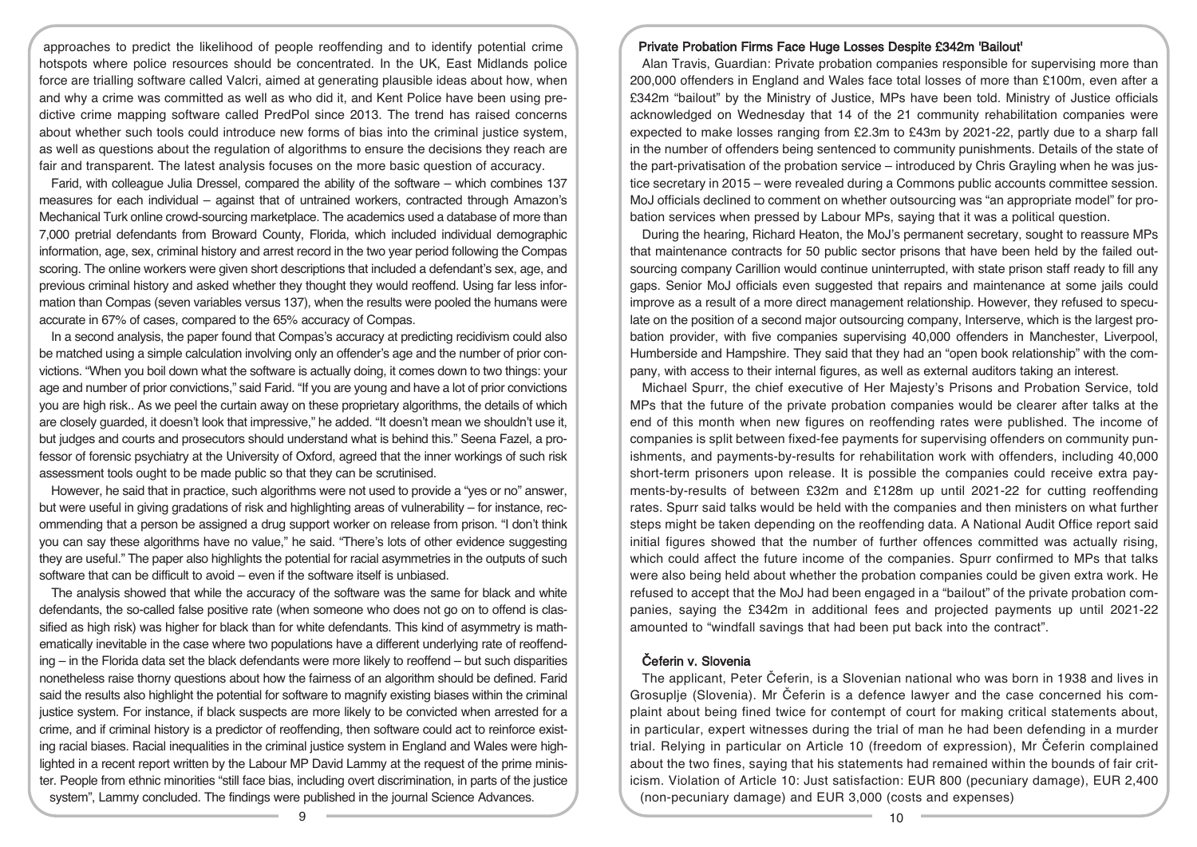approaches to predict the likelihood of people reoffending and to identify potential crime hotspots where police resources should be concentrated. In the UK, East Midlands police force are trialling software called Valcri, aimed at generating plausible ideas about how, when and why a crime was committed as well as who did it, and Kent Police have been using predictive crime mapping software called PredPol since 2013. The trend has raised concerns about whether such tools could introduce new forms of bias into the criminal justice system, as well as questions about the regulation of algorithms to ensure the decisions they reach are fair and transparent. The latest analysis focuses on the more basic question of accuracy.

Farid, with colleague Julia Dressel, compared the ability of the software – which combines 137 measures for each individual – against that of untrained workers, contracted through Amazon's Mechanical Turk online crowd-sourcing marketplace. The academics used a database of more than 7,000 pretrial defendants from Broward County, Florida, which included individual demographic information, age, sex, criminal history and arrest record in the two year period following the Compas scoring. The online workers were given short descriptions that included a defendant's sex, age, and previous criminal history and asked whether they thought they would reoffend. Using far less information than Compas (seven variables versus 137), when the results were pooled the humans were accurate in 67% of cases, compared to the 65% accuracy of Compas.

In a second analysis, the paper found that Compas's accuracy at predicting recidivism could also be matched using a simple calculation involving only an offender's age and the number of prior convictions. "When you boil down what the software is actually doing, it comes down to two things: your age and number of prior convictions," said Farid. "If you are young and have a lot of prior convictions you are high risk.. As we peel the curtain away on these proprietary algorithms, the details of which are closely guarded, it doesn't look that impressive," he added. "It doesn't mean we shouldn't use it, but judges and courts and prosecutors should understand what is behind this." Seena Fazel, a professor of forensic psychiatry at the University of Oxford, agreed that the inner workings of such risk assessment tools ought to be made public so that they can be scrutinised.

However, he said that in practice, such algorithms were not used to provide a "yes or no" answer, but were useful in giving gradations of risk and highlighting areas of vulnerability – for instance, recommending that a person be assigned a drug support worker on release from prison. "I don't think you can say these algorithms have no value," he said. "There's lots of other evidence suggesting they are useful." The paper also highlights the potential for racial asymmetries in the outputs of such software that can be difficult to avoid – even if the software itself is unbiased.

The analysis showed that while the accuracy of the software was the same for black and white defendants, the so-called false positive rate (when someone who does not go on to offend is classified as high risk) was higher for black than for white defendants. This kind of asymmetry is mathematically inevitable in the case where two populations have a different underlying rate of reoffending – in the Florida data set the black defendants were more likely to reoffend – but such disparities nonetheless raise thorny questions about how the fairness of an algorithm should be defined. Farid said the results also highlight the potential for software to magnify existing biases within the criminal justice system. For instance, if black suspects are more likely to be convicted when arrested for a crime, and if criminal history is a predictor of reoffending, then software could act to reinforce existing racial biases. Racial inequalities in the criminal justice system in England and Wales were highlighted in a recent report written by the Labour MP David Lammy at the request of the prime minister. People from ethnic minorities "still face bias, including overt discrimination, in parts of the justice system", Lammy concluded. The findings were published in the journal Science Advances.

## Private Probation Firms Face Huge Losses Despite £342m 'Bailout'

Alan Travis, Guardian: Private probation companies responsible for supervising more than 200,000 offenders in England and Wales face total losses of more than £100m, even after a £342m "bailout" by the Ministry of Justice, MPs have been told. Ministry of Justice officials acknowledged on Wednesday that 14 of the 21 community rehabilitation companies were expected to make losses ranging from £2.3m to £43m by 2021-22, partly due to a sharp fall in the number of offenders being sentenced to community punishments. Details of the state of the part-privatisation of the probation service – introduced by Chris Grayling when he was justice secretary in 2015 – were revealed during a Commons public accounts committee session. MoJ officials declined to comment on whether outsourcing was "an appropriate model" for probation services when pressed by Labour MPs, saying that it was a political question.

During the hearing, Richard Heaton, the MoJ's permanent secretary, sought to reassure MPs that maintenance contracts for 50 public sector prisons that have been held by the failed outsourcing company Carillion would continue uninterrupted, with state prison staff ready to fill any gaps. Senior MoJ officials even suggested that repairs and maintenance at some jails could improve as a result of a more direct management relationship. However, they refused to speculate on the position of a second major outsourcing company, Interserve, which is the largest probation provider, with five companies supervising 40,000 offenders in Manchester, Liverpool, Humberside and Hampshire. They said that they had an "open book relationship" with the company, with access to their internal figures, as well as external auditors taking an interest.

Michael Spurr, the chief executive of Her Majesty's Prisons and Probation Service, told MPs that the future of the private probation companies would be clearer after talks at the end of this month when new figures on reoffending rates were published. The income of companies is split between fixed-fee payments for supervising offenders on community punishments, and payments-by-results for rehabilitation work with offenders, including 40,000 short-term prisoners upon release. It is possible the companies could receive extra payments-by-results of between £32m and £128m up until 2021-22 for cutting reoffending rates. Spurr said talks would be held with the companies and then ministers on what further steps might be taken depending on the reoffending data. A National Audit Office report said initial figures showed that the number of further offences committed was actually rising, which could affect the future income of the companies. Spurr confirmed to MPs that talks were also being held about whether the probation companies could be given extra work. He refused to accept that the MoJ had been engaged in a "bailout" of the private probation companies, saying the £342m in additional fees and projected payments up until 2021-22 amounted to "windfall savings that had been put back into the contract".

## Čeferin v. Slovenia

The applicant, Peter Čeferin, is a Slovenian national who was born in 1938 and lives in Grosuplje (Slovenia). Mr Čeferin is a defence lawyer and the case concerned his complaint about being fined twice for contempt of court for making critical statements about, in particular, expert witnesses during the trial of man he had been defending in a murder trial. Relying in particular on Article 10 (freedom of expression), Mr Čeferin complained about the two fines, saying that his statements had remained within the bounds of fair criticism. Violation of Article 10: Just satisfaction: EUR 800 (pecuniary damage), EUR 2,400 (non-pecuniary damage) and EUR 3,000 (costs and expenses)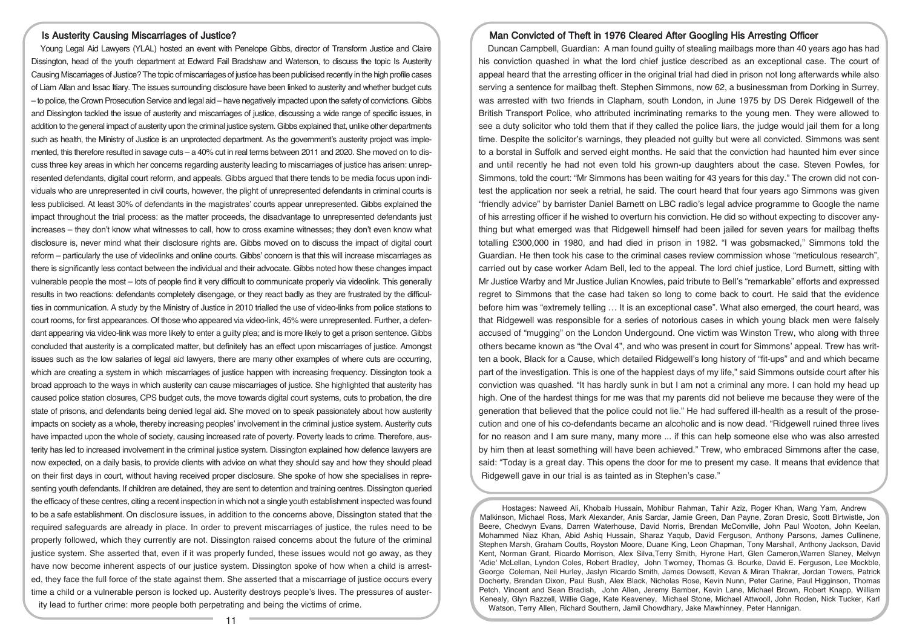## Is Austerity Causing Miscarriages of Justice?

Young Legal Aid Lawyers (YLAL) hosted an event with Penelope Gibbs, director of Transform Justice and Claire Dissington, head of the youth department at Edward Fail Bradshaw and Waterson, to discuss the topic Is Austerity Causing Miscarriages of Justice? The topic of miscarriages of justice has been publicised recently in the high profile cases of Liam Allan and Issac Itiary. The issues surrounding disclosure have been linked to austerity and whether budget cuts – to police, the Crown Prosecution Service and legal aid – have negatively impacted upon the safety of convictions. Gibbs and Dissington tackled the issue of austerity and miscarriages of justice, discussing a wide range of specific issues, in addition to the general impact of austerity upon the criminal justice system. Gibbs explained that, unlike other departments such as health, the Ministry of Justice is an unprotected department. As the government's austerity project was implemented, this therefore resulted in savage cuts – a 40% cut in real terms between 2011 and 2020. She moved on to discuss three key areas in which her concerns regarding austerity leading to miscarriages of justice has arisen: unrepresented defendants, digital court reform, and appeals. Gibbs argued that there tends to be media focus upon individuals who are unrepresented in civil courts, however, the plight of unrepresented defendants in criminal courts is less publicised. At least 30% of defendants in the magistrates' courts appear unrepresented. Gibbs explained the impact throughout the trial process: as the matter proceeds, the disadvantage to unrepresented defendants just increases – they don't know what witnesses to call, how to cross examine witnesses; they don't even know what disclosure is, never mind what their disclosure rights are. Gibbs moved on to discuss the impact of digital court reform – particularly the use of videolinks and online courts. Gibbs' concern is that this will increase miscarriages as there is significantly less contact between the individual and their advocate. Gibbs noted how these changes impact vulnerable people the most – lots of people find it very difficult to communicate properly via videolink. This generally results in two reactions: defendants completely disengage, or they react badly as they are frustrated by the difficulties in communication. A study by the Ministry of Justice in 2010 trialled the use of video-links from police stations to court rooms, for first appearances. Of those who appeared via video-link, 45% were unrepresented. Further, a defendant appearing via video-link was more likely to enter a guilty plea; and is more likely to get a prison sentence. Gibbs concluded that austerity is a complicated matter, but definitely has an effect upon miscarriages of justice. Amongst issues such as the low salaries of legal aid lawyers, there are many other examples of where cuts are occurring, which are creating a system in which miscarriages of justice happen with increasing frequency. Dissington took a broad approach to the ways in which austerity can cause miscarriages of justice. She highlighted that austerity has caused police station closures, CPS budget cuts, the move towards digital court systems, cuts to probation, the dire state of prisons, and defendants being denied legal aid. She moved on to speak passionately about how austerity impacts on society as a whole, thereby increasing peoples' involvement in the criminal justice system. Austerity cuts have impacted upon the whole of society, causing increased rate of poverty. Poverty leads to crime. Therefore, austerity has led to increased involvement in the criminal justice system. Dissington explained how defence lawyers are now expected, on a daily basis, to provide clients with advice on what they should say and how they should plead on their first days in court, without having received proper disclosure. She spoke of how she specialises in representing youth defendants. If children are detained, they are sent to detention and training centres. Dissington queried the efficacy of these centres, citing a recent inspection in which not a single youth establishment inspected was found to be a safe establishment. On disclosure issues, in addition to the concerns above, Dissington stated that the required safeguards are already in place. In order to prevent miscarriages of justice, the rules need to be properly followed, which they currently are not. Dissington raised concerns about the future of the criminal justice system. She asserted that, even if it was properly funded, these issues would not go away, as they have now become inherent aspects of our justice system. Dissington spoke of how when a child is arrested, they face the full force of the state against them. She asserted that a miscarriage of justice occurs every time a child or a vulnerable person is locked up. Austerity destroys people's lives. The pressures of austerity lead to further crime: more people both perpetrating and being the victims of crime.

## Man Convicted of Theft in 1976 Cleared After Googling His Arresting Officer

Duncan Campbell, Guardian: A man found guilty of stealing mailbags more than 40 years ago has had his conviction quashed in what the lord chief justice described as an exceptional case. The court of appeal heard that the arresting officer in the original trial had died in prison not long afterwards while also serving a sentence for mailbag theft. Stephen Simmons, now 62, a businessman from Dorking in Surrey, was arrested with two friends in Clapham, south London, in June 1975 by DS Derek Ridgewell of the British Transport Police, who attributed incriminating remarks to the young men. They were allowed to see a duty solicitor who told them that if they called the police liars, the judge would jail them for a long time. Despite the solicitor's warnings, they pleaded not guilty but were all convicted. Simmons was sent to a borstal in Suffolk and served eight months. He said that the conviction had haunted him ever since and until recently he had not even told his grown-up daughters about the case. Steven Powles, for Simmons, told the court: "Mr Simmons has been waiting for 43 years for this day." The crown did not contest the application nor seek a retrial, he said. The court heard that four years ago Simmons was given "friendly advice" by barrister Daniel Barnett on LBC radio's legal advice programme to Google the name of his arresting officer if he wished to overturn his conviction. He did so without expecting to discover anything but what emerged was that Ridgewell himself had been jailed for seven years for mailbag thefts totalling £300,000 in 1980, and had died in prison in 1982. "I was gobsmacked," Simmons told the Guardian. He then took his case to the criminal cases review commission whose "meticulous research", carried out by case worker Adam Bell, led to the appeal. The lord chief justice, Lord Burnett, sitting with Mr Justice Warby and Mr Justice Julian Knowles, paid tribute to Bell's "remarkable" efforts and expressed regret to Simmons that the case had taken so long to come back to court. He said that the evidence before him was "extremely telling … It is an exceptional case". What also emerged, the court heard, was that Ridgewell was responsible for a series of notorious cases in which young black men were falsely accused of "mugging" on the London Undergound. One victim was Winston Trew, who along with three others became known as "the Oval 4", and who was present in court for Simmons' appeal. Trew has written a book, Black for a Cause, which detailed Ridgewell's long history of "fit-ups" and and which became part of the investigation. This is one of the happiest days of my life," said Simmons outside court after his conviction was quashed. "It has hardly sunk in but I am not a criminal any more. I can hold my head up high. One of the hardest things for me was that my parents did not believe me because they were of the generation that believed that the police could not lie." He had suffered ill-health as a result of the prosecution and one of his co-defendants became an alcoholic and is now dead. "Ridgewell ruined three lives for no reason and I am sure many, many more ... if this can help someone else who was also arrested by him then at least something will have been achieved." Trew, who embraced Simmons after the case, said: "Today is a great day. This opens the door for me to present my case. It means that evidence that Ridgewell gave in our trial is as tainted as in Stephen's case."

Hostages: Naweed Ali, Khobaib Hussain, Mohibur Rahman, Tahir Aziz, Roger Khan, Wang Yam, Andrew Malkinson, Michael Ross, Mark Alexander, Anis Sardar, Jamie Green, Dan Payne, Zoran Dresic, Scott Birtwistle, Jon Beere, Chedwyn Evans, Darren Waterhouse, David Norris, Brendan McConville, John Paul Wooton, John Keelan, Mohammed Niaz Khan, Abid Ashiq Hussain, Sharaz Yaqub, David Ferguson, Anthony Parsons, James Cullinene, Stephen Marsh, Graham Coutts, Royston Moore, Duane King, Leon Chapman, Tony Marshall, Anthony Jackson, David Kent, Norman Grant, Ricardo Morrison, Alex Silva,Terry Smith, Hyrone Hart, Glen Cameron,Warren Slaney, Melvyn 'Adie' McLellan, Lyndon Coles, Robert Bradley, John Twomey, Thomas G. Bourke, David E. Ferguson, Lee Mockble, George Coleman, Neil Hurley, Jaslyn Ricardo Smith, James Dowsett, Kevan & Miran Thakrar, Jordan Towers, Patrick Docherty, Brendan Dixon, Paul Bush, Alex Black, Nicholas Rose, Kevin Nunn, Peter Carine, Paul Higginson, Thomas Petch, Vincent and Sean Bradish, John Allen, Jeremy Bamber, Kevin Lane, Michael Brown, Robert Knapp, William Kenealy, Glyn Razzell, Willie Gage, Kate Keaveney, Michael Stone, Michael Attwooll, John Roden, Nick Tucker, Karl Watson, Terry Allen, Richard Southern, Jamil Chowdhary, Jake Mawhinney, Peter Hannigan.